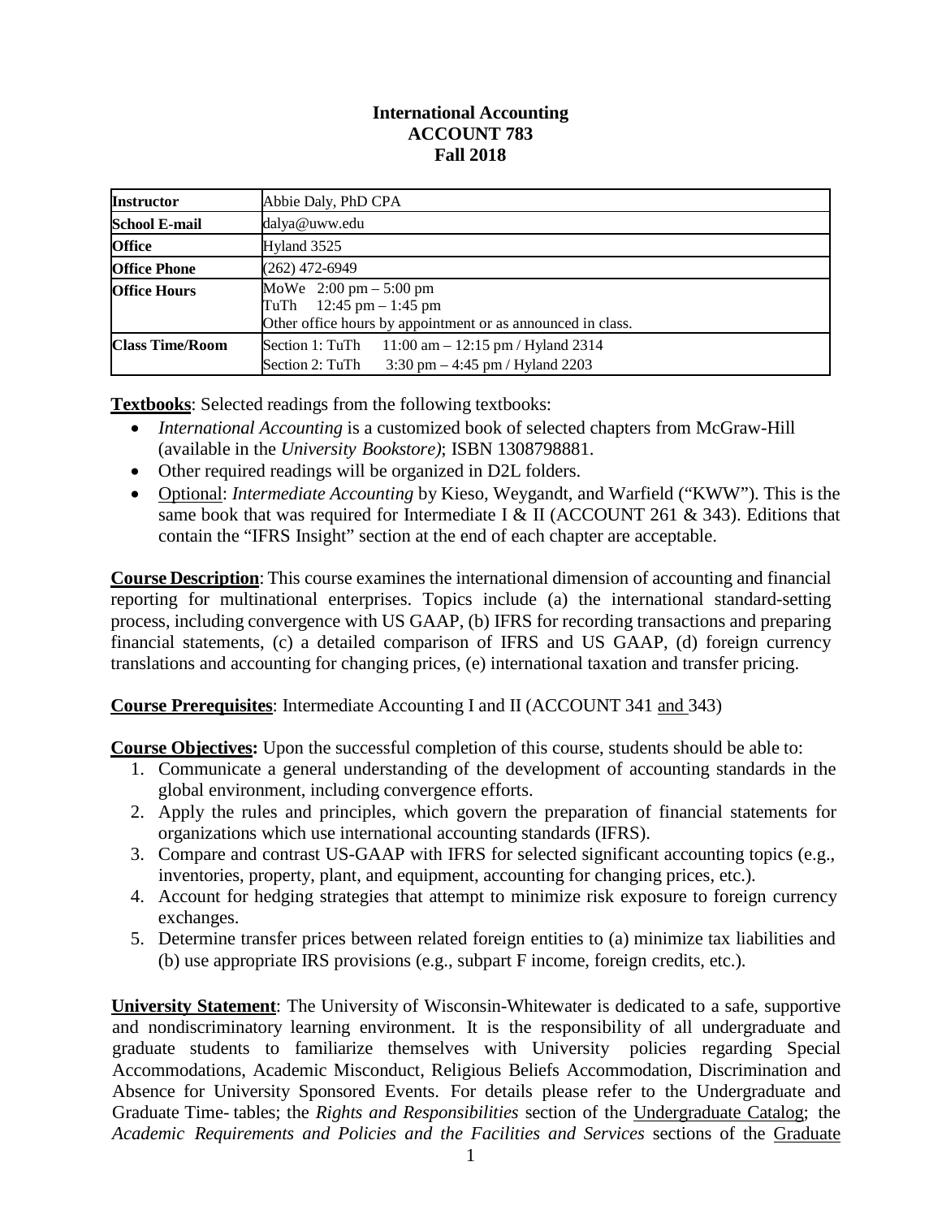# International Accounting
# ACCOUNT 783
# Fall 2018

| **Instructor** | Abbie Daly, PhD CPA |
|---|---|
| **School E-mail** | dalya@uww.edu |
| **Office** | Hyland 3525 |
| **Office Phone** | (262) 472-6949 |
| **Office Hours** | MoWe 2:00 pm – 5:00 pm<br>TuTh 12:45 pm – 1:45 pm<br>Other office hours by appointment or as announced in class. |
| **Class Time/Room** | Section 1: TuTh 11:00 am – 12:15 pm / Hyland 2314<br>Section 2: TuTh 3:30 pm – 4:45 pm / Hyland 2203 |

**Textbooks**: Selected readings from the following textbooks:

- *International Accounting* is a customized book of selected chapters from McGraw-Hill (available in the *University Bookstore)*; ISBN 1308798881.
- Other required readings will be organized in D2L folders.
- Optional: *Intermediate Accounting* by Kieso, Weygandt, and Warfield ("KWW"). This is the same book that was required for Intermediate I & II (ACCOUNT 261 & 343). Editions that contain the "IFRS Insight" section at the end of each chapter are acceptable.

**Course Description**: This course examines the international dimension of accounting and financial reporting for multinational enterprises. Topics include (a) the international standard-setting process, including convergence with US GAAP, (b) IFRS for recording transactions and preparing financial statements, (c) a detailed comparison of IFRS and US GAAP, (d) foreign currency translations and accounting for changing prices, (e) international taxation and transfer pricing.

**Course Prerequisites**: Intermediate Accounting I and II (ACCOUNT 341 and 343)

**Course Objectives:** Upon the successful completion of this course, students should be able to:

1. Communicate a general understanding of the development of accounting standards in the global environment, including convergence efforts.
2. Apply the rules and principles, which govern the preparation of financial statements for organizations which use international accounting standards (IFRS).
3. Compare and contrast US-GAAP with IFRS for selected significant accounting topics (e.g., inventories, property, plant, and equipment, accounting for changing prices, etc.).
4. Account for hedging strategies that attempt to minimize risk exposure to foreign currency exchanges.
5. Determine transfer prices between related foreign entities to (a) minimize tax liabilities and (b) use appropriate IRS provisions (e.g., subpart F income, foreign credits, etc.).

**University Statement**: The University of Wisconsin-Whitewater is dedicated to a safe, supportive and nondiscriminatory learning environment. It is the responsibility of all undergraduate and graduate students to familiarize themselves with University policies regarding Special Accommodations, Academic Misconduct, Religious Beliefs Accommodation, Discrimination and Absence for University Sponsored Events. For details please refer to the Undergraduate and Graduate Time- tables; the *Rights and Responsibilities* section of the Undergraduate Catalog; the *Academic Requirements and Policies and the Facilities and Services* sections of the Graduate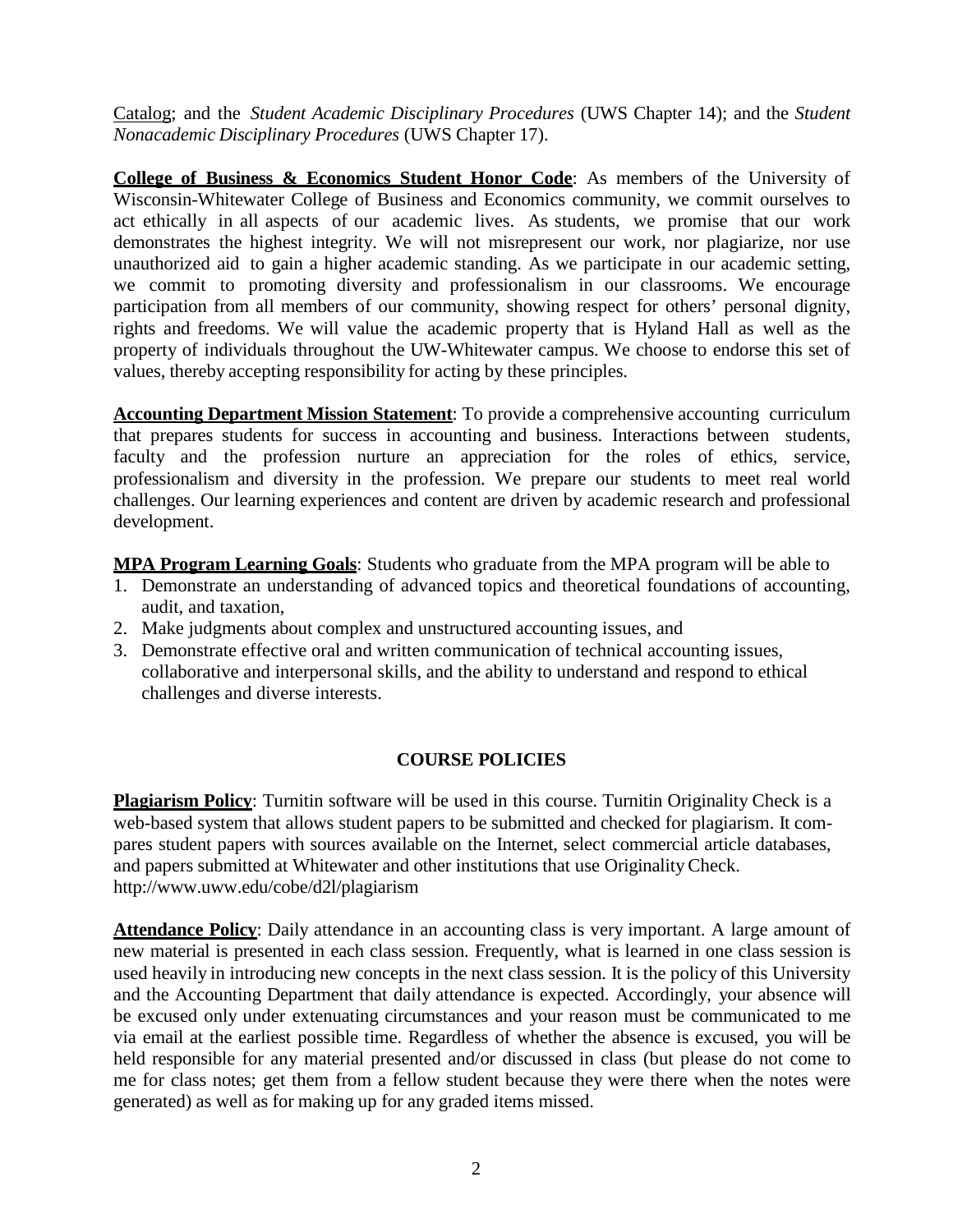Catalog; and the *Student Academic Disciplinary Procedures* (UWS Chapter 14); and the *Student Nonacademic Disciplinary Procedures* (UWS Chapter 17).

**College of Business & Economics Student Honor Code**: As members of the University of Wisconsin-Whitewater College of Business and Economics community, we commit ourselves to act ethically in all aspects of our academic lives. As students, we promise that our work demonstrates the highest integrity. We will not misrepresent our work, nor plagiarize, nor use unauthorized aid to gain a higher academic standing. As we participate in our academic setting, we commit to promoting diversity and professionalism in our classrooms. We encourage participation from all members of our community, showing respect for others' personal dignity, rights and freedoms. We will value the academic property that is Hyland Hall as well as the property of individuals throughout the UW-Whitewater campus. We choose to endorse this set of values, thereby accepting responsibility for acting by these principles.

**Accounting Department Mission Statement**: To provide a comprehensive accounting curriculum that prepares students for success in accounting and business. Interactions between students, faculty and the profession nurture an appreciation for the roles of ethics, service, professionalism and diversity in the profession. We prepare our students to meet real world challenges. Our learning experiences and content are driven by academic research and professional development.

**MPA Program Learning Goals**: Students who graduate from the MPA program will be able to

1. Demonstrate an understanding of advanced topics and theoretical foundations of accounting, audit, and taxation,
2. Make judgments about complex and unstructured accounting issues, and
3. Demonstrate effective oral and written communication of technical accounting issues, collaborative and interpersonal skills, and the ability to understand and respond to ethical challenges and diverse interests.

## COURSE POLICIES

**Plagiarism Policy**: Turnitin software will be used in this course. Turnitin Originality Check is a web-based system that allows student papers to be submitted and checked for plagiarism. It compares student papers with sources available on the Internet, select commercial article databases, and papers submitted at Whitewater and other institutions that use Originality Check. http://www.uww.edu/cobe/d2l/plagiarism

**Attendance Policy**: Daily attendance in an accounting class is very important. A large amount of new material is presented in each class session. Frequently, what is learned in one class session is used heavily in introducing new concepts in the next class session. It is the policy of this University and the Accounting Department that daily attendance is expected. Accordingly, your absence will be excused only under extenuating circumstances and your reason must be communicated to me via email at the earliest possible time. Regardless of whether the absence is excused, you will be held responsible for any material presented and/or discussed in class (but please do not come to me for class notes; get them from a fellow student because they were there when the notes were generated) as well as for making up for any graded items missed.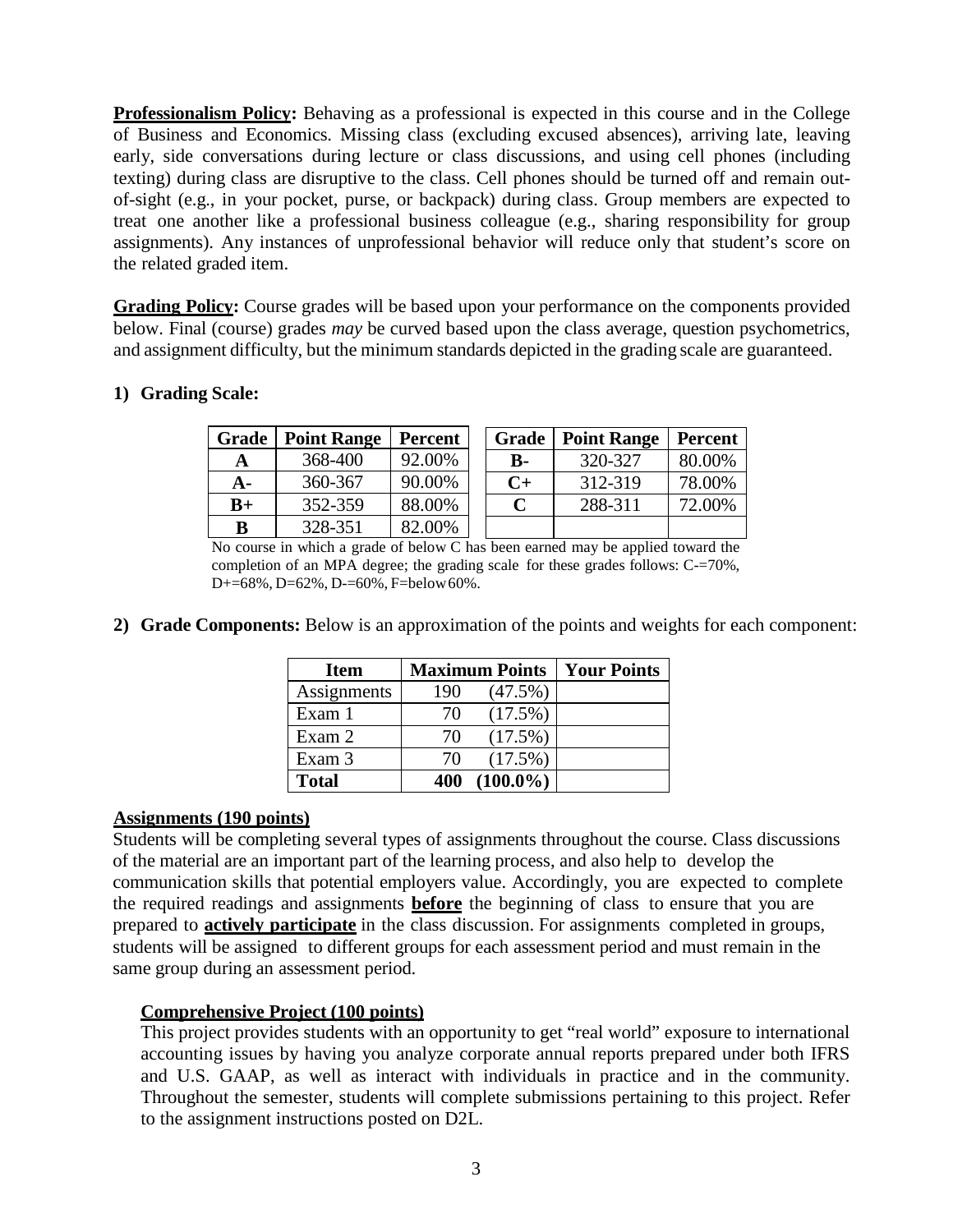**Professionalism Policy:** Behaving as a professional is expected in this course and in the College of Business and Economics. Missing class (excluding excused absences), arriving late, leaving early, side conversations during lecture or class discussions, and using cell phones (including texting) during class are disruptive to the class. Cell phones should be turned off and remain out-of-sight (e.g., in your pocket, purse, or backpack) during class. Group members are expected to treat one another like a professional business colleague (e.g., sharing responsibility for group assignments). Any instances of unprofessional behavior will reduce only that student's score on the related graded item.

**Grading Policy:** Course grades will be based upon your performance on the components provided below. Final (course) grades *may* be curved based upon the class average, question psychometrics, and assignment difficulty, but the minimum standards depicted in the grading scale are guaranteed.

**1) Grading Scale:**

| Grade | Point Range | Percent |
|---|---|---|
| **A** | 368-400 | 92.00% |
| **A-** | 360-367 | 90.00% |
| **B+** | 352-359 | 88.00% |
| **B** | 328-351 | 82.00% |

| Grade | Point Range | Percent |
|---|---|---|
| **B-** | 320-327 | 80.00% |
| **C+** | 312-319 | 78.00% |
| **C** | 288-311 | 72.00% |
| | | |

No course in which a grade of below C has been earned may be applied toward the completion of an MPA degree; the grading scale for these grades follows: C-=70%, D+=68%, D=62%, D-=60%, F=below 60%.

**2) Grade Components:** Below is an approximation of the points and weights for each component:

| Item | Maximum Points | Your Points |
|---|---|---|
| Assignments | 190 (47.5%) | |
| Exam 1 | 70 (17.5%) | |
| Exam 2 | 70 (17.5%) | |
| Exam 3 | 70 (17.5%) | |
| **Total** | **400 (100.0%)** | |

**Assignments (190 points)**

Students will be completing several types of assignments throughout the course. Class discussions of the material are an important part of the learning process, and also help to develop the communication skills that potential employers value. Accordingly, you are expected to complete the required readings and assignments **before** the beginning of class to ensure that you are prepared to **actively participate** in the class discussion. For assignments completed in groups, students will be assigned to different groups for each assessment period and must remain in the same group during an assessment period.

**Comprehensive Project (100 points)**

This project provides students with an opportunity to get "real world" exposure to international accounting issues by having you analyze corporate annual reports prepared under both IFRS and U.S. GAAP, as well as interact with individuals in practice and in the community. Throughout the semester, students will complete submissions pertaining to this project. Refer to the assignment instructions posted on D2L.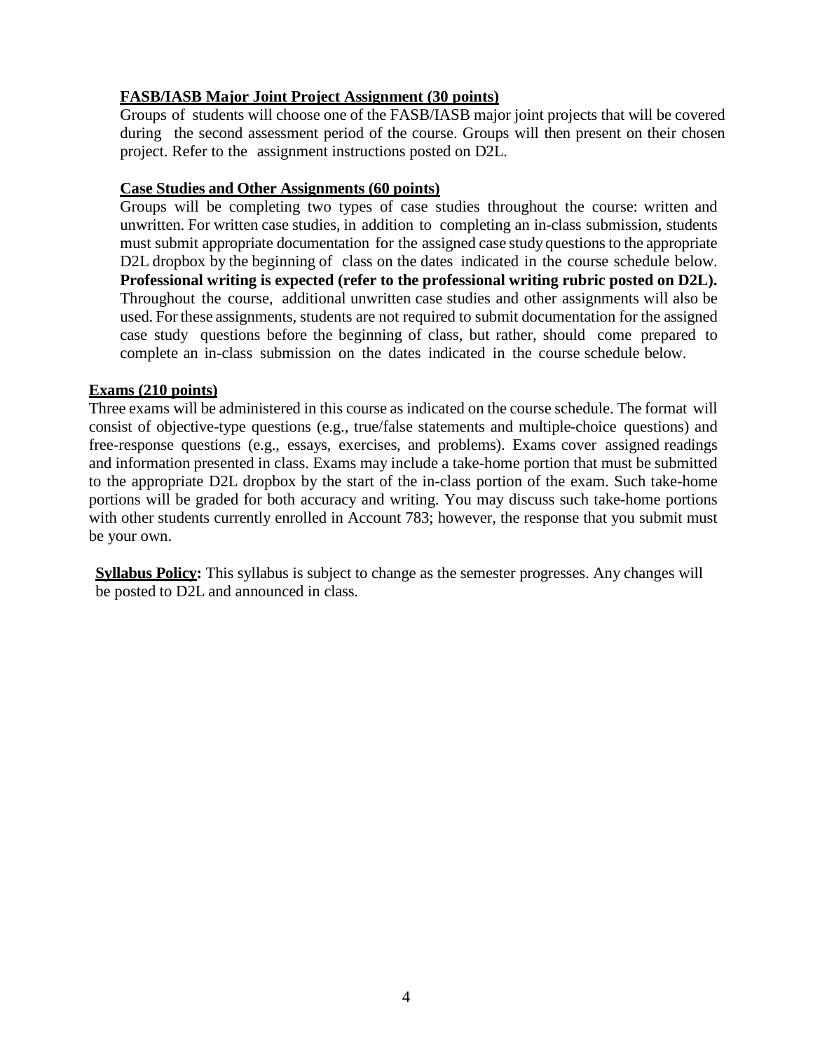**FASB/IASB Major Joint Project Assignment (30 points)**

Groups of students will choose one of the FASB/IASB major joint projects that will be covered during the second assessment period of the course. Groups will then present on their chosen project. Refer to the assignment instructions posted on D2L.

**Case Studies and Other Assignments (60 points)**

Groups will be completing two types of case studies throughout the course: written and unwritten. For written case studies, in addition to completing an in-class submission, students must submit appropriate documentation for the assigned case study questions to the appropriate D2L dropbox by the beginning of class on the dates indicated in the course schedule below. **Professional writing is expected (refer to the professional writing rubric posted on D2L).** Throughout the course, additional unwritten case studies and other assignments will also be used. For these assignments, students are not required to submit documentation for the assigned case study questions before the beginning of class, but rather, should come prepared to complete an in-class submission on the dates indicated in the course schedule below.

**Exams (210 points)**

Three exams will be administered in this course as indicated on the course schedule. The format will consist of objective-type questions (e.g., true/false statements and multiple-choice questions) and free-response questions (e.g., essays, exercises, and problems). Exams cover assigned readings and information presented in class. Exams may include a take-home portion that must be submitted to the appropriate D2L dropbox by the start of the in-class portion of the exam. Such take-home portions will be graded for both accuracy and writing. You may discuss such take-home portions with other students currently enrolled in Account 783; however, the response that you submit must be your own.

**Syllabus Policy:** This syllabus is subject to change as the semester progresses. Any changes will be posted to D2L and announced in class.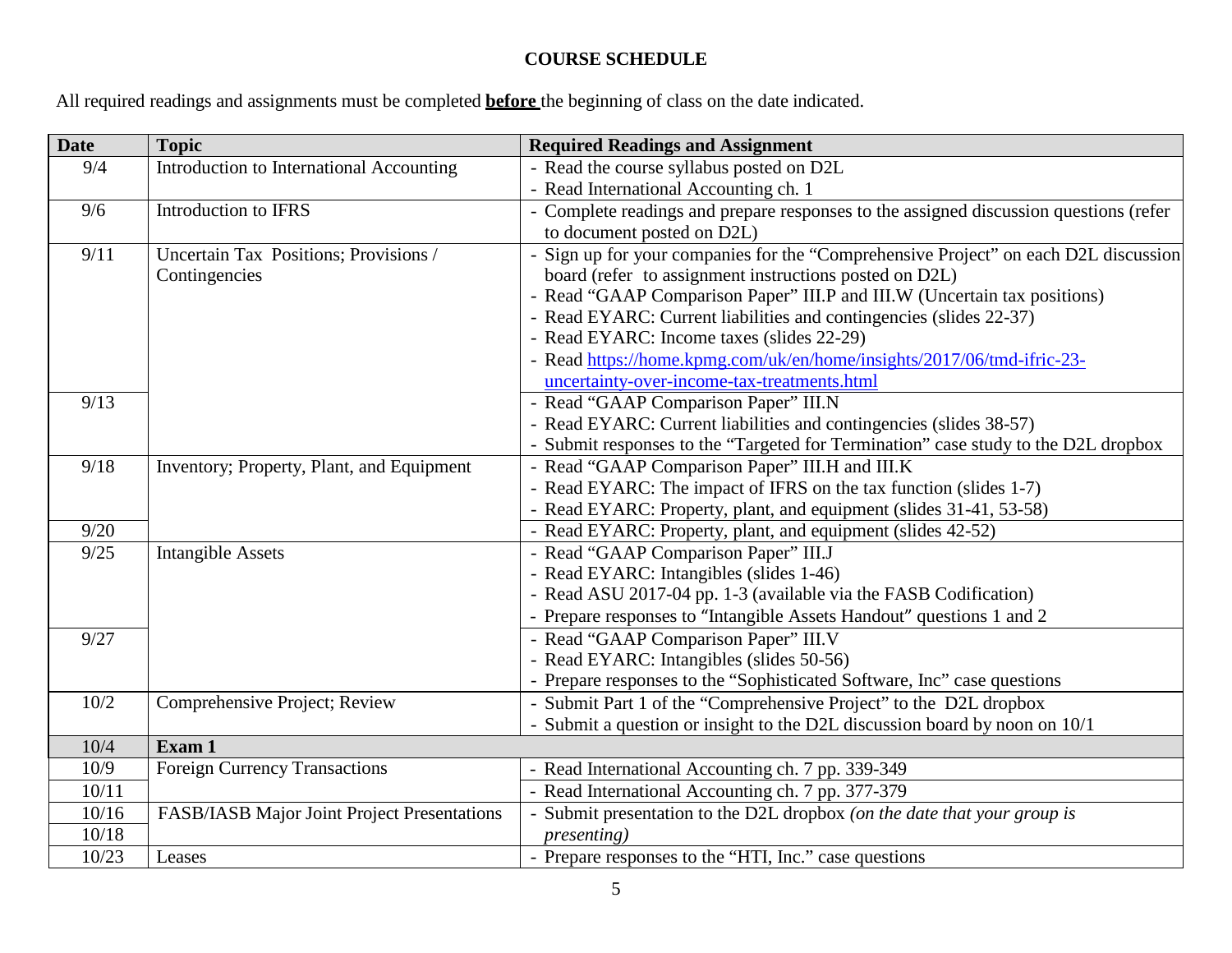# COURSE SCHEDULE

All required readings and assignments must be completed **before** the beginning of class on the date indicated.

| Date | Topic | Required Readings and Assignment |
|---|---|---|
| 9/4 | Introduction to International Accounting | - Read the course syllabus posted on D2L<br>- Read International Accounting ch. 1 |
| 9/6 | Introduction to IFRS | - Complete readings and prepare responses to the assigned discussion questions (refer to document posted on D2L) |
| 9/11 | Uncertain Tax Positions; Provisions / Contingencies | - Sign up for your companies for the "Comprehensive Project" on each D2L discussion board (refer to assignment instructions posted on D2L)<br>- Read "GAAP Comparison Paper" III.P and III.W (Uncertain tax positions)<br>- Read EYARC: Current liabilities and contingencies (slides 22-37)<br>- Read EYARC: Income taxes (slides 22-29)<br>- Read https://home.kpmg.com/uk/en/home/insights/2017/06/tmd-ifric-23-uncertainty-over-income-tax-treatments.html |
| 9/13 | | - Read "GAAP Comparison Paper" III.N<br>- Read EYARC: Current liabilities and contingencies (slides 38-57)<br>- Submit responses to the "Targeted for Termination" case study to the D2L dropbox |
| 9/18 | Inventory; Property, Plant, and Equipment | - Read "GAAP Comparison Paper" III.H and III.K<br>- Read EYARC: The impact of IFRS on the tax function (slides 1-7)<br>- Read EYARC: Property, plant, and equipment (slides 31-41, 53-58) |
| 9/20 | | - Read EYARC: Property, plant, and equipment (slides 42-52) |
| 9/25 | Intangible Assets | - Read "GAAP Comparison Paper" III.J<br>- Read EYARC: Intangibles (slides 1-46)<br>- Read ASU 2017-04 pp. 1-3 (available via the FASB Codification)<br>- Prepare responses to "Intangible Assets Handout" questions 1 and 2 |
| 9/27 | | - Read "GAAP Comparison Paper" III.V<br>- Read EYARC: Intangibles (slides 50-56)<br>- Prepare responses to the "Sophisticated Software, Inc" case questions |
| 10/2 | Comprehensive Project; Review | - Submit Part 1 of the "Comprehensive Project" to the D2L dropbox<br>- Submit a question or insight to the D2L discussion board by noon on 10/1 |
| 10/4 | **Exam 1** | |
| 10/9 | Foreign Currency Transactions | - Read International Accounting ch. 7 pp. 339-349 |
| 10/11 | | - Read International Accounting ch. 7 pp. 377-379 |
| 10/16<br>10/18 | FASB/IASB Major Joint Project Presentations | - Submit presentation to the D2L dropbox *(on the date that your group is presenting)* |
| 10/23 | Leases | - Prepare responses to the "HTI, Inc." case questions |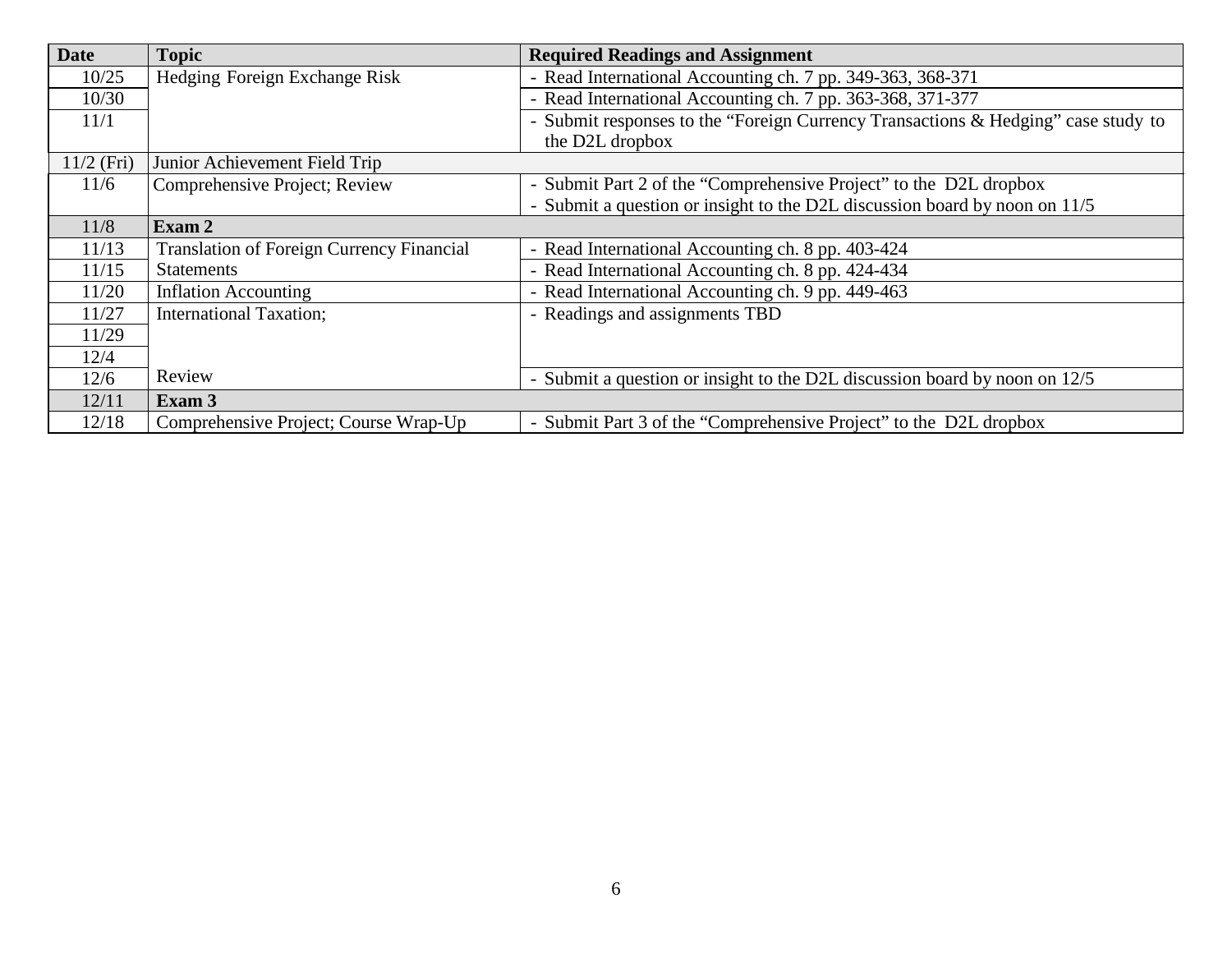| Date | Topic | Required Readings and Assignment |
| --- | --- | --- |
| 10/25 | Hedging Foreign Exchange Risk | - Read International Accounting ch. 7 pp. 349-363, 368-371 |
| 10/30 | | - Read International Accounting ch. 7 pp. 363-368, 371-377 |
| 11/1 | | - Submit responses to the "Foreign Currency Transactions & Hedging" case study to the D2L dropbox |
| 11/2 (Fri) | Junior Achievement Field Trip | |
| 11/6 | Comprehensive Project; Review | - Submit Part 2 of the "Comprehensive Project" to the D2L dropbox<br>- Submit a question or insight to the D2L discussion board by noon on 11/5 |
| 11/8 | **Exam 2** | |
| 11/13 | Translation of Foreign Currency Financial Statements | - Read International Accounting ch. 8 pp. 403-424 |
| 11/15 | | - Read International Accounting ch. 8 pp. 424-434 |
| 11/20 | Inflation Accounting | - Read International Accounting ch. 9 pp. 449-463 |
| 11/27 | International Taxation; | - Readings and assignments TBD |
| 11/29 | | |
| 12/4 | | |
| 12/6 | Review | - Submit a question or insight to the D2L discussion board by noon on 12/5 |
| 12/11 | **Exam 3** | |
| 12/18 | Comprehensive Project; Course Wrap-Up | - Submit Part 3 of the "Comprehensive Project" to the D2L dropbox |